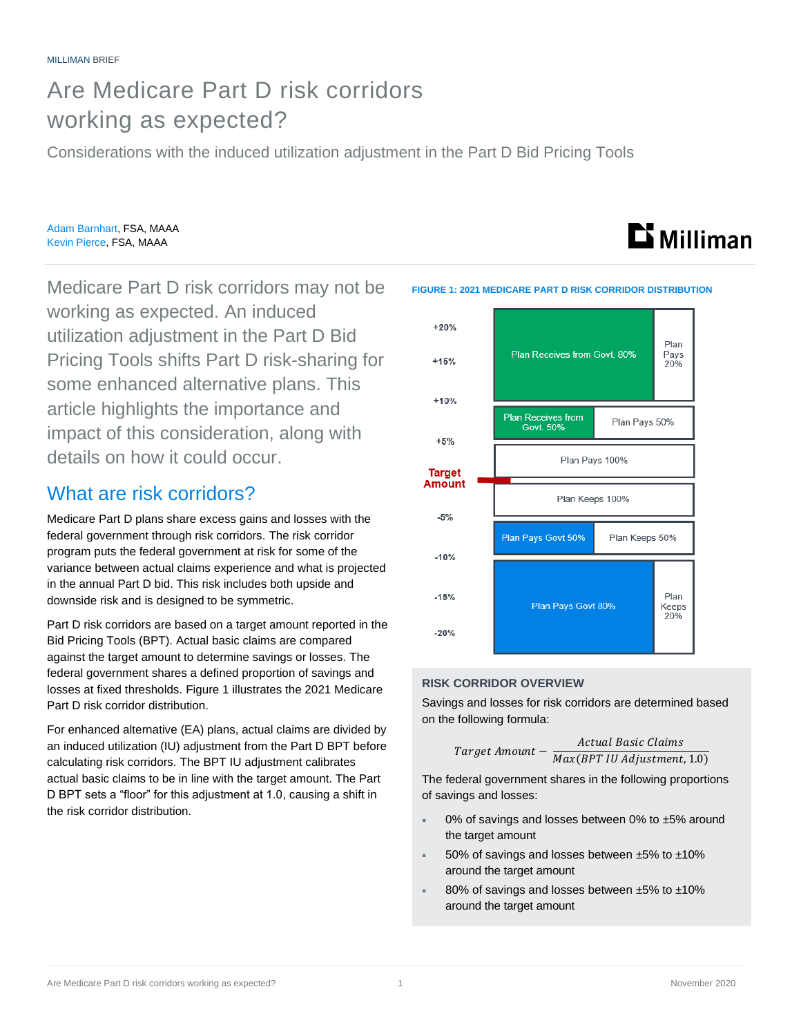MILLIMAN BRIEF

# Are Medicare Part D risk corridors working as expected?

Considerations with the induced utilization adjustment in the Part D Bid Pricing Tools

Adam Barnhart, FSA, MAAA
Kevin Pierce, FSA, MAAA

Medicare Part D risk corridors may not be working as expected. An induced utilization adjustment in the Part D Bid Pricing Tools shifts Part D risk-sharing for some enhanced alternative plans. This article highlights the importance and impact of this consideration, along with details on how it could occur.

## What are risk corridors?

Medicare Part D plans share excess gains and losses with the federal government through risk corridors. The risk corridor program puts the federal government at risk for some of the variance between actual claims experience and what is projected in the annual Part D bid. This risk includes both upside and downside risk and is designed to be symmetric.

Part D risk corridors are based on a target amount reported in the Bid Pricing Tools (BPT). Actual basic claims are compared against the target amount to determine savings or losses. The federal government shares a defined proportion of savings and losses at fixed thresholds. Figure 1 illustrates the 2021 Medicare Part D risk corridor distribution.

For enhanced alternative (EA) plans, actual claims are divided by an induced utilization (IU) adjustment from the Part D BPT before calculating risk corridors. The BPT IU adjustment calibrates actual basic claims to be in line with the target amount. The Part D BPT sets a "floor" for this adjustment at 1.0, causing a shift in the risk corridor distribution.

**FIGURE 1: 2021 MEDICARE PART D RISK CORRIDOR DISTRIBUTION**

+20%
+15%
+10%
+5%
Target Amount
-5%
-10%
-15%
-20%

Plan Receives from Govt. 80%
Plan Pays 20%
Plan Receives from Govt. 50%
Plan Pays 50%
Plan Pays 100%
Plan Keeps 100%
Plan Pays Govt 50%
Plan Keeps 50%
Plan Pays Govt 80%
Plan Keeps 20%

### RISK CORRIDOR OVERVIEW

Savings and losses for risk corridors are determined based on the following formula:

$$Target\ Amount - \frac{Actual\ Basic\ Claims}{Max(BPT\ IU\ Adjustment, 1.0)}$$

The federal government shares in the following proportions of savings and losses:

- 0% of savings and losses between 0% to ±5% around the target amount
- 50% of savings and losses between ±5% to ±10% around the target amount
- 80% of savings and losses between ±5% to ±10% around the target amount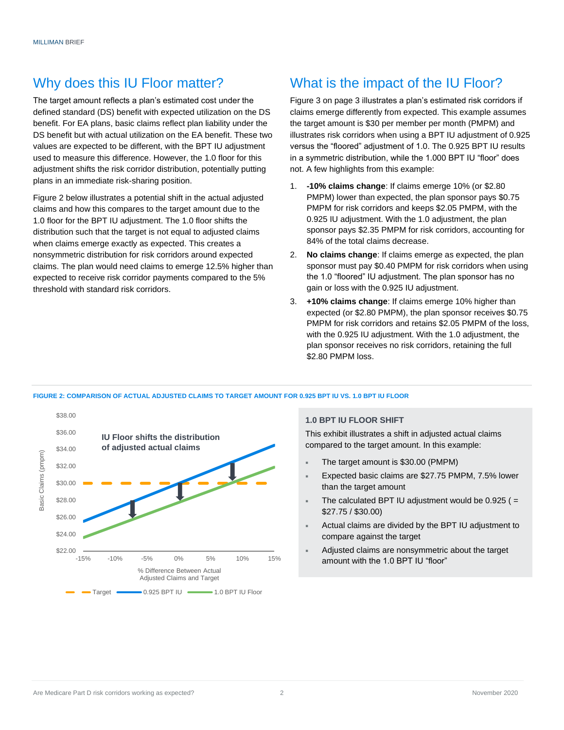## Why does this IU Floor matter?

The target amount reflects a plan's estimated cost under the defined standard (DS) benefit with expected utilization on the DS benefit. For EA plans, basic claims reflect plan liability under the DS benefit but with actual utilization on the EA benefit. These two values are expected to be different, with the BPT IU adjustment used to measure this difference. However, the 1.0 floor for this adjustment shifts the risk corridor distribution, potentially putting plans in an immediate risk-sharing position.

Figure 2 below illustrates a potential shift in the actual adjusted claims and how this compares to the target amount due to the 1.0 floor for the BPT IU adjustment. The 1.0 floor shifts the distribution such that the target is not equal to adjusted claims when claims emerge exactly as expected. This creates a nonsymmetric distribution for risk corridors around expected claims. The plan would need claims to emerge 12.5% higher than expected to receive risk corridor payments compared to the 5% threshold with standard risk corridors.

## What is the impact of the IU Floor?

Figure 3 on page 3 illustrates a plan's estimated risk corridors if claims emerge differently from expected. This example assumes the target amount is $30 per member per month (PMPM) and illustrates risk corridors when using a BPT IU adjustment of 0.925 versus the "floored" adjustment of 1.0. The 0.925 BPT IU results in a symmetric distribution, while the 1.000 BPT IU "floor" does not. A few highlights from this example:

1. **-10% claims change**: If claims emerge 10% (or $2.80 PMPM) lower than expected, the plan sponsor pays $0.75 PMPM for risk corridors and keeps $2.05 PMPM, with the 0.925 IU adjustment. With the 1.0 adjustment, the plan sponsor pays $2.35 PMPM for risk corridors, accounting for 84% of the total claims decrease.
2. **No claims change**: If claims emerge as expected, the plan sponsor must pay $0.40 PMPM for risk corridors when using the 1.0 "floored" IU adjustment. The plan sponsor has no gain or loss with the 0.925 IU adjustment.
3. **+10% claims change**: If claims emerge 10% higher than expected (or $2.80 PMPM), the plan sponsor receives $0.75 PMPM for risk corridors and retains $2.05 PMPM of the loss, with the 0.925 IU adjustment. With the 1.0 adjustment, the plan sponsor receives no risk corridors, retaining the full $2.80 PMPM loss.

**FIGURE 2: COMPARISON OF ACTUAL ADJUSTED CLAIMS TO TARGET AMOUNT FOR 0.925 BPT IU VS. 1.0 BPT IU FLOOR**

### 1.0 BPT IU FLOOR SHIFT

This exhibit illustrates a shift in adjusted actual claims compared to the target amount. In this example:

- The target amount is $30.00 (PMPM)
- Expected basic claims are $27.75 PMPM, 7.5% lower than the target amount
- The calculated BPT IU adjustment would be 0.925 ( = $27.75 / $30.00)
- Actual claims are divided by the BPT IU adjustment to compare against the target
- Adjusted claims are nonsymmetric about the target amount with the 1.0 BPT IU "floor"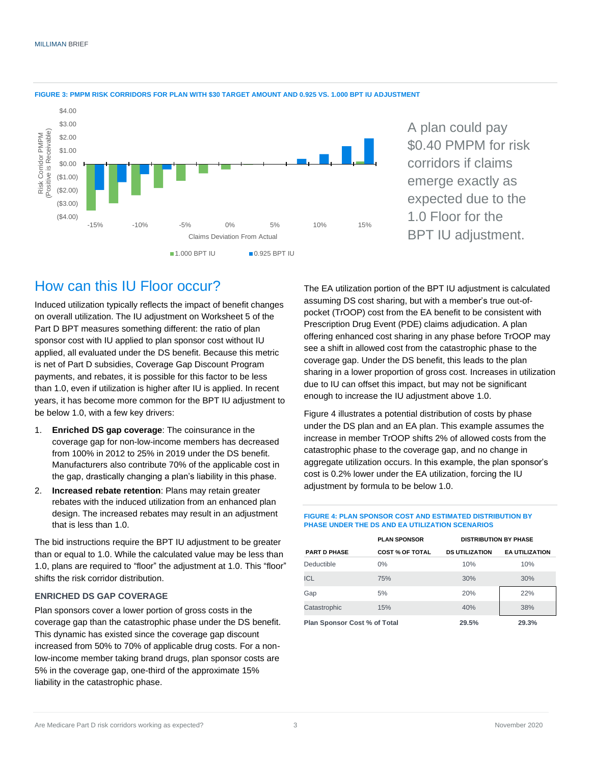**FIGURE 3: PMPM RISK CORRIDORS FOR PLAN WITH $30 TARGET AMOUNT AND 0.925 VS. 1.000 BPT IU ADJUSTMENT**

Risk Corridor PMPM (Positive is Receivable)

$4.00
$3.00
$2.00
$1.00
$0.00
($1.00)
($2.00)
($3.00)
($4.00)

-15% -10% -5% 0% 5% 10% 15%

Claims Deviation From Actual

1.000 BPT IU
0.925 BPT IU

A plan could pay $0.40 PMPM for risk corridors if claims emerge exactly as expected due to the 1.0 Floor for the BPT IU adjustment.

## How can this IU Floor occur?

Induced utilization typically reflects the impact of benefit changes on overall utilization. The IU adjustment on Worksheet 5 of the Part D BPT measures something different: the ratio of plan sponsor cost with IU applied to plan sponsor cost without IU applied, all evaluated under the DS benefit. Because this metric is net of Part D subsidies, Coverage Gap Discount Program payments, and rebates, it is possible for this factor to be less than 1.0, even if utilization is higher after IU is applied. In recent years, it has become more common for the BPT IU adjustment to be below 1.0, with a few key drivers:

1. **Enriched DS gap coverage**: The coinsurance in the coverage gap for non-low-income members has decreased from 100% in 2012 to 25% in 2019 under the DS benefit. Manufacturers also contribute 70% of the applicable cost in the gap, drastically changing a plan's liability in this phase.
2. **Increased rebate retention**: Plans may retain greater rebates with the induced utilization from an enhanced plan design. The increased rebates may result in an adjustment that is less than 1.0.

The bid instructions require the BPT IU adjustment to be greater than or equal to 1.0. While the calculated value may be less than 1.0, plans are required to "floor" the adjustment at 1.0. This "floor" shifts the risk corridor distribution.

### ENRICHED DS GAP COVERAGE

Plan sponsors cover a lower portion of gross costs in the coverage gap than the catastrophic phase under the DS benefit. This dynamic has existed since the coverage gap discount increased from 50% to 70% of applicable drug costs. For a non-low-income member taking brand drugs, plan sponsor costs are 5% in the coverage gap, one-third of the approximately 15% liability in the catastrophic phase.

The EA utilization portion of the BPT IU adjustment is calculated assuming DS cost sharing, but with a member's true out-of-pocket (TrOOP) cost from the EA benefit to be consistent with Prescription Drug Event (PDE) claims adjudication. A plan offering enhanced cost sharing in any phase before TrOOP may see a shift in allowed cost from the catastrophic phase to the coverage gap. Under the DS benefit, this leads to the plan sharing in a lower proportion of gross cost. Increases in utilization due to IU can offset this impact, but may not be significant enough to increase the IU adjustment above 1.0.

Figure 4 illustrates a potential distribution of costs by phase under the DS plan and an EA plan. This example assumes the increase in member TrOOP shifts 2% of allowed costs from the catastrophic phase to the coverage gap, and no change in aggregate utilization occurs. In this example, the plan sponsor's cost is 0.2% lower under the EA utilization, forcing the IU adjustment by formula to be below 1.0.

**FIGURE 4: PLAN SPONSOR COST AND ESTIMATED DISTRIBUTION BY PHASE UNDER THE DS AND EA UTILIZATION SCENARIOS**

| | PLAN SPONSOR | DISTRIBUTION BY PHASE | |
|---|---|---|---|
| PART D PHASE | COST % OF TOTAL | DS UTILIZATION | EA UTILIZATION |
| Deductible | 0% | 10% | 10% |
| ICL | 75% | 30% | 30% |
| Gap | 5% | 20% | 22% |
| Catastrophic | 15% | 40% | 38% |
| **Plan Sponsor Cost % of Total** | | **29.5%** | **29.3%** |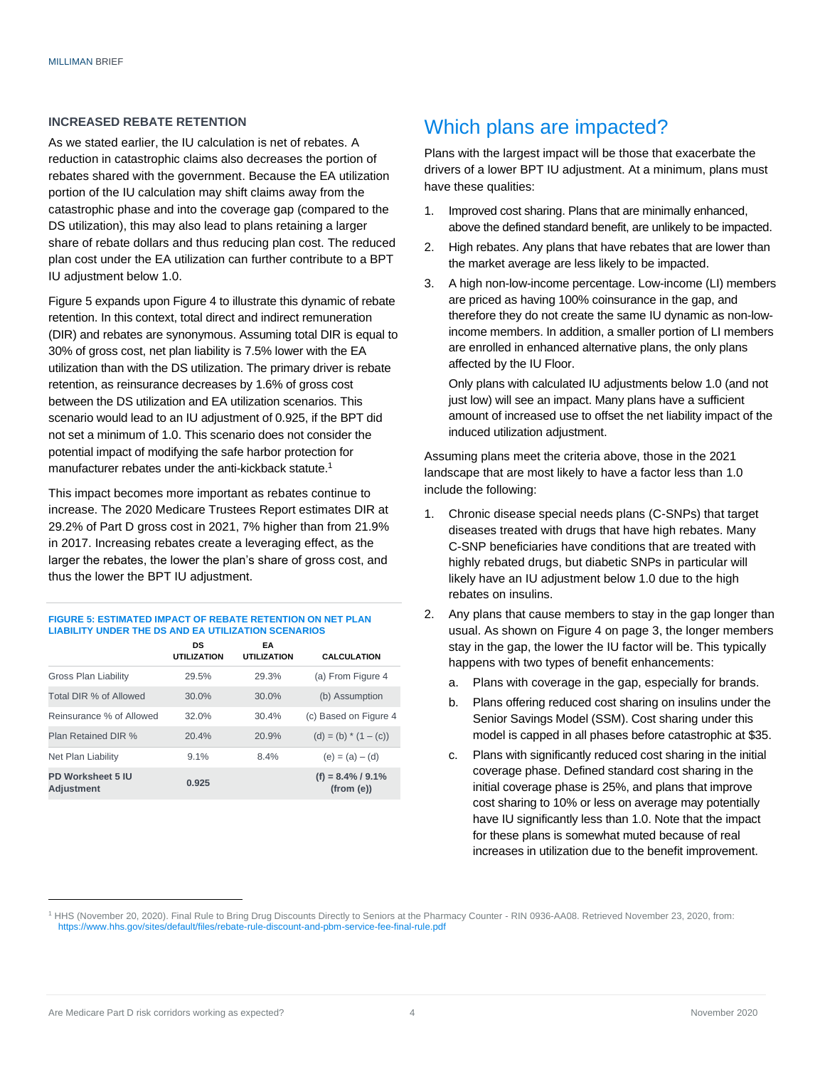### INCREASED REBATE RETENTION

As we stated earlier, the IU calculation is net of rebates. A reduction in catastrophic claims also decreases the portion of rebates shared with the government. Because the EA utilization portion of the IU calculation may shift claims away from the catastrophic phase and into the coverage gap (compared to the DS utilization), this may also lead to plans retaining a larger share of rebate dollars and thus reducing plan cost. The reduced plan cost under the EA utilization can further contribute to a BPT IU adjustment below 1.0.

Figure 5 expands upon Figure 4 to illustrate this dynamic of rebate retention. In this context, total direct and indirect remuneration (DIR) and rebates are synonymous. Assuming total DIR is equal to 30% of gross cost, net plan liability is 7.5% lower with the EA utilization than with the DS utilization. The primary driver is rebate retention, as reinsurance decreases by 1.6% of gross cost between the DS utilization and EA utilization scenarios. This scenario would lead to an IU adjustment of 0.925, if the BPT did not set a minimum of 1.0. This scenario does not consider the potential impact of modifying the safe harbor protection for manufacturer rebates under the anti-kickback statute.[1]

This impact becomes more important as rebates continue to increase. The 2020 Medicare Trustees Report estimates DIR at 29.2% of Part D gross cost in 2021, 7% higher than from 21.9% in 2017. Increasing rebates create a leveraging effect, as the larger the rebates, the lower the plan's share of gross cost, and thus the lower the BPT IU adjustment.

**FIGURE 5: ESTIMATED IMPACT OF REBATE RETENTION ON NET PLAN LIABILITY UNDER THE DS AND EA UTILIZATION SCENARIOS**

| | DS UTILIZATION | EA UTILIZATION | CALCULATION |
|---|---|---|---|
| Gross Plan Liability | 29.5% | 29.3% | (a) From Figure 4 |
| Total DIR % of Allowed | 30.0% | 30.0% | (b) Assumption |
| Reinsurance % of Allowed | 32.0% | 30.4% | (c) Based on Figure 4 |
| Plan Retained DIR % | 20.4% | 20.9% | (d) = (b) * (1 – (c)) |
| Net Plan Liability | 9.1% | 8.4% | (e) = (a) – (d) |
| **PD Worksheet 5 IU Adjustment** | **0.925** | | **(f) = 8.4% / 9.1% (from (e))** |

## Which plans are impacted?

Plans with the largest impact will be those that exacerbate the drivers of a lower BPT IU adjustment. At a minimum, plans must have these qualities:

1. Improved cost sharing. Plans that are minimally enhanced, above the defined standard benefit, are unlikely to be impacted.
2. High rebates. Any plans that have rebates that are lower than the market average are less likely to be impacted.
3. A high non-low-income percentage. Low-income (LI) members are priced as having 100% coinsurance in the gap, and therefore they do not create the same IU dynamic as non-low-income members. In addition, a smaller portion of LI members are enrolled in enhanced alternative plans, the only plans affected by the IU Floor.

   Only plans with calculated IU adjustments below 1.0 (and not just low) will see an impact. Many plans have a sufficient amount of increased use to offset the net liability impact of the induced utilization adjustment.

Assuming plans meet the criteria above, those in the 2021 landscape that are most likely to have a factor less than 1.0 include the following:

1. Chronic disease special needs plans (C-SNPs) that target diseases treated with drugs that have high rebates. Many C-SNP beneficiaries have conditions that are treated with highly rebated drugs, but diabetic SNPs in particular will likely have an IU adjustment below 1.0 due to the high rebates on insulins.
2. Any plans that cause members to stay in the gap longer than usual. As shown on Figure 4 on page 3, the longer members stay in the gap, the lower the IU factor will be. This typically happens with two types of benefit enhancements:
   a. Plans with coverage in the gap, especially for brands.
   b. Plans offering reduced cost sharing on insulins under the Senior Savings Model (SSM). Cost sharing under this model is capped in all phases before catastrophic at $35.
   c. Plans with significantly reduced cost sharing in the initial coverage phase. Defined standard cost sharing in the initial coverage phase is 25%, and plans that improve cost sharing to 10% or less on average may potentially have IU significantly less than 1.0. Note that the impact for these plans is somewhat muted because of real increases in utilization due to the benefit improvement.

---

[1] HHS (November 20, 2020). Final Rule to Bring Drug Discounts Directly to Seniors at the Pharmacy Counter - RIN 0936-AA08. Retrieved November 23, 2020, from: https://www.hhs.gov/sites/default/files/rebate-rule-discount-and-pbm-service-fee-final-rule.pdf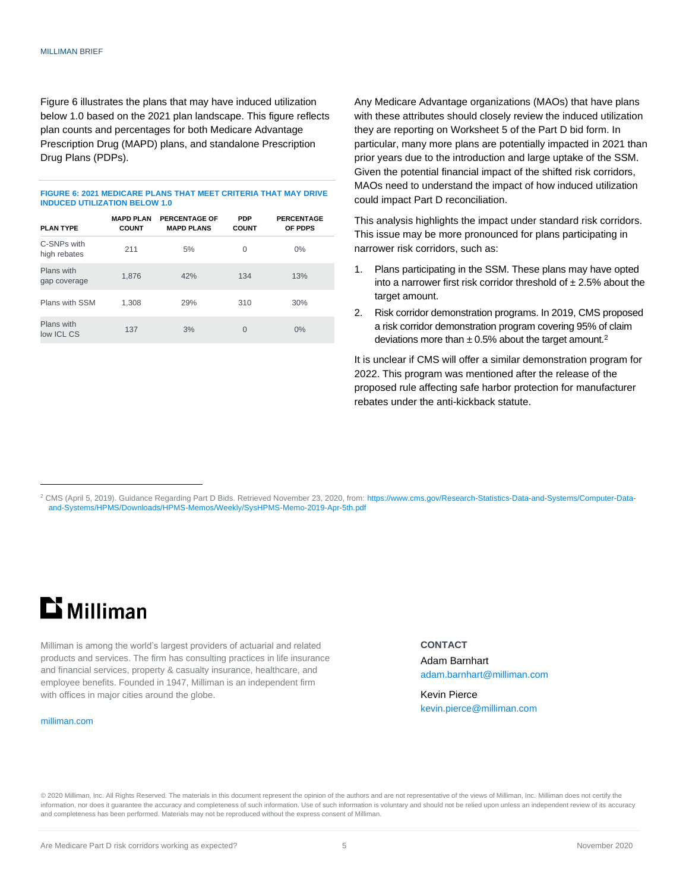Figure 6 illustrates the plans that may have induced utilization below 1.0 based on the 2021 plan landscape. This figure reflects plan counts and percentages for both Medicare Advantage Prescription Drug (MAPD) plans, and standalone Prescription Drug Plans (PDPs).

**FIGURE 6: 2021 MEDICARE PLANS THAT MEET CRITERIA THAT MAY DRIVE INDUCED UTILIZATION BELOW 1.0**

| PLAN TYPE | MAPD PLAN COUNT | PERCENTAGE OF MAPD PLANS | PDP COUNT | PERCENTAGE OF PDPS |
|---|---|---|---|---|
| C-SNPs with high rebates | 211 | 5% | 0 | 0% |
| Plans with gap coverage | 1,876 | 42% | 134 | 13% |
| Plans with SSM | 1,308 | 29% | 310 | 30% |
| Plans with low ICL CS | 137 | 3% | 0 | 0% |

Any Medicare Advantage organizations (MAOs) that have plans with these attributes should closely review the induced utilization they are reporting on Worksheet 5 of the Part D bid form. In particular, many more plans are potentially impacted in 2021 than prior years due to the introduction and large uptake of the SSM. Given the potential financial impact of the shifted risk corridors, MAOs need to understand the impact of how induced utilization could impact Part D reconciliation.

This analysis highlights the impact under standard risk corridors. This issue may be more pronounced for plans participating in narrower risk corridors, such as:

1. Plans participating in the SSM. These plans may have opted into a narrower first risk corridor threshold of ± 2.5% about the target amount.
2. Risk corridor demonstration programs. In 2019, CMS proposed a risk corridor demonstration program covering 95% of claim deviations more than ± 0.5% about the target amount.[2]

It is unclear if CMS will offer a similar demonstration program for 2022. This program was mentioned after the release of the proposed rule affecting safe harbor protection for manufacturer rebates under the anti-kickback statute.

[2] CMS (April 5, 2019). Guidance Regarding Part D Bids. Retrieved November 23, 2020, from: https://www.cms.gov/Research-Statistics-Data-and-Systems/Computer-Data-and-Systems/HPMS/Downloads/HPMS-Memos/Weekly/SysHPMS-Memo-2019-Apr-5th.pdf

Milliman

Milliman is among the world's largest providers of actuarial and related products and services. The firm has consulting practices in life insurance and financial services, property & casualty insurance, healthcare, and employee benefits. Founded in 1947, Milliman is an independent firm with offices in major cities around the globe.

milliman.com

**CONTACT**

Adam Barnhart
adam.barnhart@milliman.com

Kevin Pierce
kevin.pierce@milliman.com

© 2020 Milliman, Inc. All Rights Reserved. The materials in this document represent the opinion of the authors and are not representative of the views of Milliman, Inc. Milliman does not certify the information, nor does it guarantee the accuracy and completeness of such information. Use of such information is voluntary and should not be relied upon unless an independent review of its accuracy and completeness has been performed. Materials may not be reproduced without the express consent of Milliman.